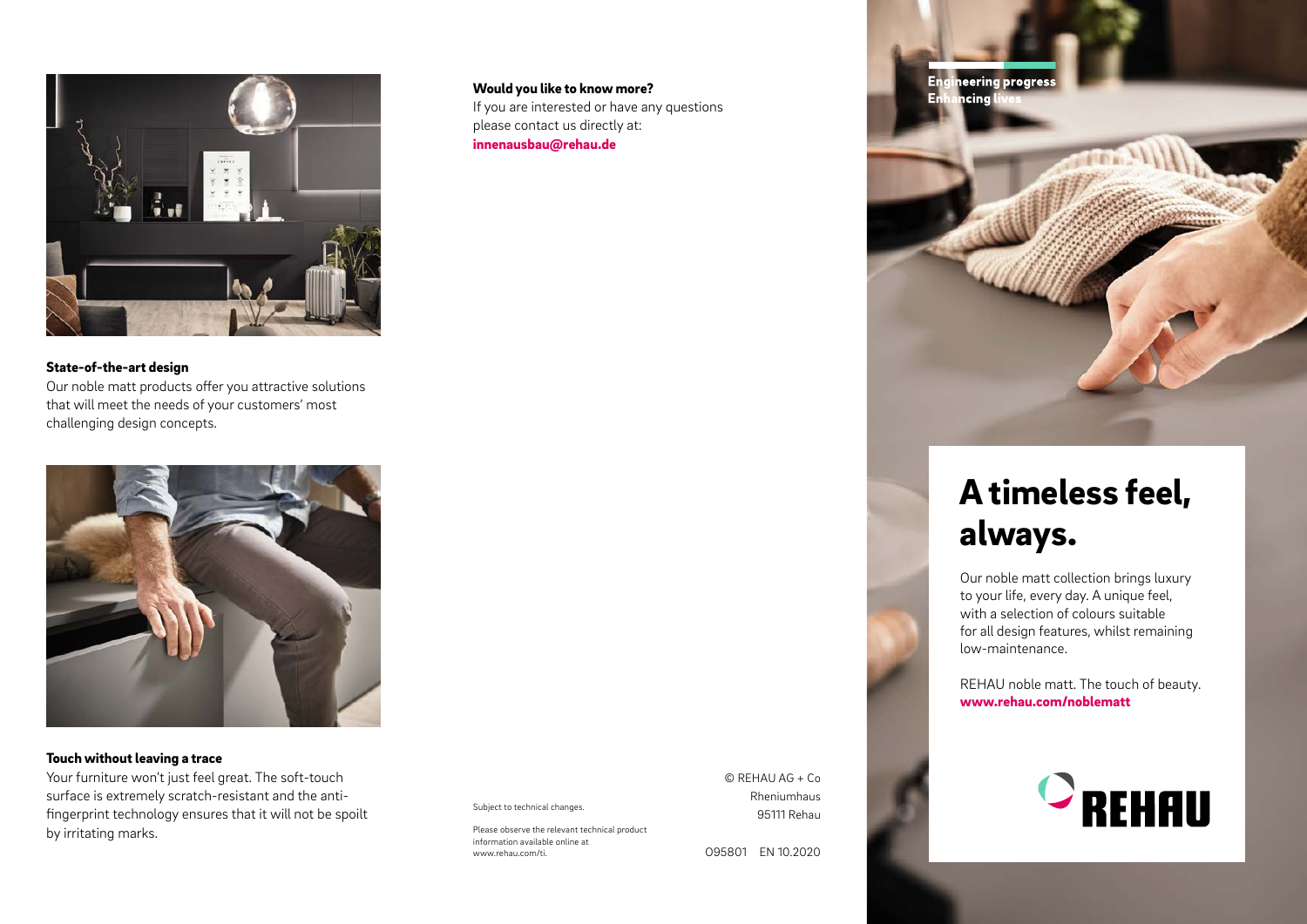### State-of-the-art design

Our noble matt products offer you attractive solutions that will meet the needs of your customers' most challenging design concepts.

### Touch without leaving a trace

Your furniture won't just feel great. The soft-touch surface is extremely scratch-resistant and the anti-fingerprint technology ensures that it will not be spoilt by irritating marks.

### Would you like to know more?

If you are interested or have any questions please contact us directly at:
**innenausbau@rehau.de**

Subject to technical changes.

Please observe the relevant technical product information available online at www.rehau.com/ti.

© REHAU AG + Co
Rheniumhaus
95111 Rehau

095801 EN 10.2020

**Engineering progress**
**Enhancing lives**

# A timeless feel, always.

Our noble matt collection brings luxury to your life, every day. A unique feel, with a selection of colours suitable for all design features, whilst remaining low-maintenance.

REHAU noble matt. The touch of beauty.
**www.rehau.com/noblematt**

REHAU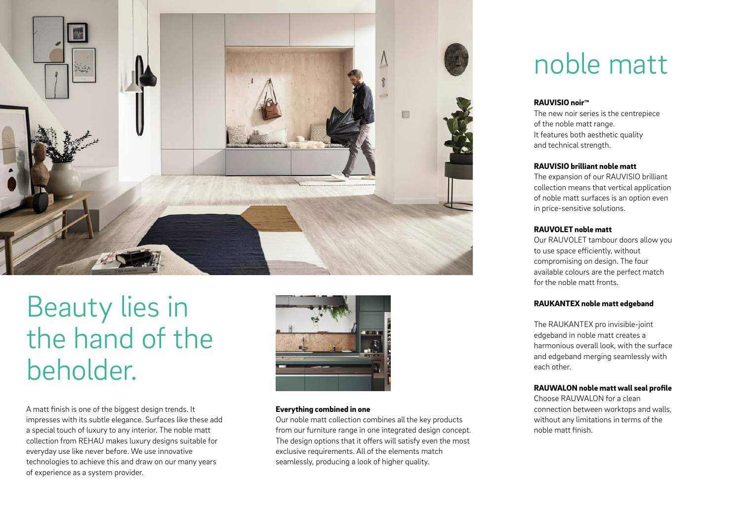# Beauty lies in the hand of the beholder.

A matt finish is one of the biggest design trends. It impresses with its subtle elegance. Surfaces like these add a special touch of luxury to any interior. The noble matt collection from REHAU makes luxury designs suitable for everyday use like never before. We use innovative technologies to achieve this and draw on our many years of experience as a system provider.

**Everything combined in one**

Our noble matt collection combines all the key products from our furniture range in one integrated design concept. The design options that it offers will satisfy even the most exclusive requirements. All of the elements match seamlessly, producing a look of higher quality.

# noble matt

**RAUVISIO noir™**

The new noir series is the centrepiece of the noble matt range. It features both aesthetic quality and technical strength.

**RAUVISIO brilliant noble matt**

The expansion of our RAUVISIO brilliant collection means that vertical application of noble matt surfaces is an option even in price-sensitive solutions.

**RAUVOLET noble matt**

Our RAUVOLET tambour doors allow you to use space efficiently, without compromising on design. The four available colours are the perfect match for the noble matt fronts.

**RAUKANTEX noble matt edgeband**

The RAUKANTEX pro invisible-joint edgeband in noble matt creates a harmonious overall look, with the surface and edgeband merging seamlessly with each other.

**RAUWALON noble matt wall seal profile**

Choose RAUWALON for a clean connection between worktops and walls, without any limitations in terms of the noble matt finish.